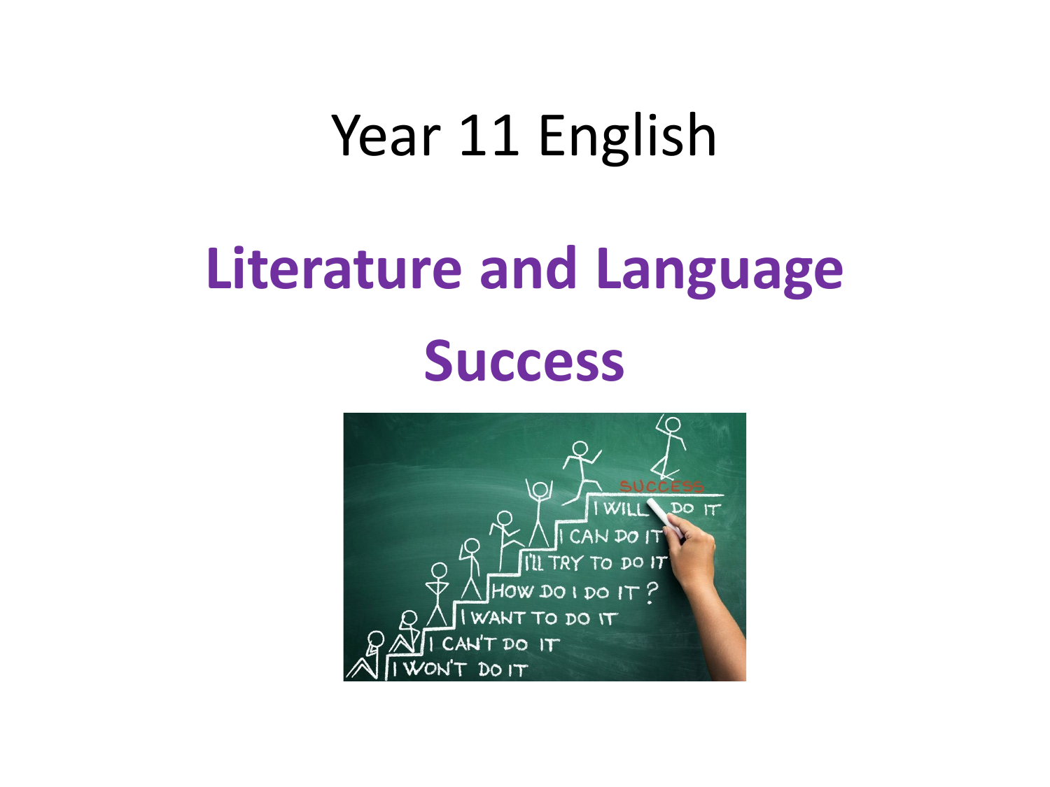# Year 11 English

## **Literature and Language Success**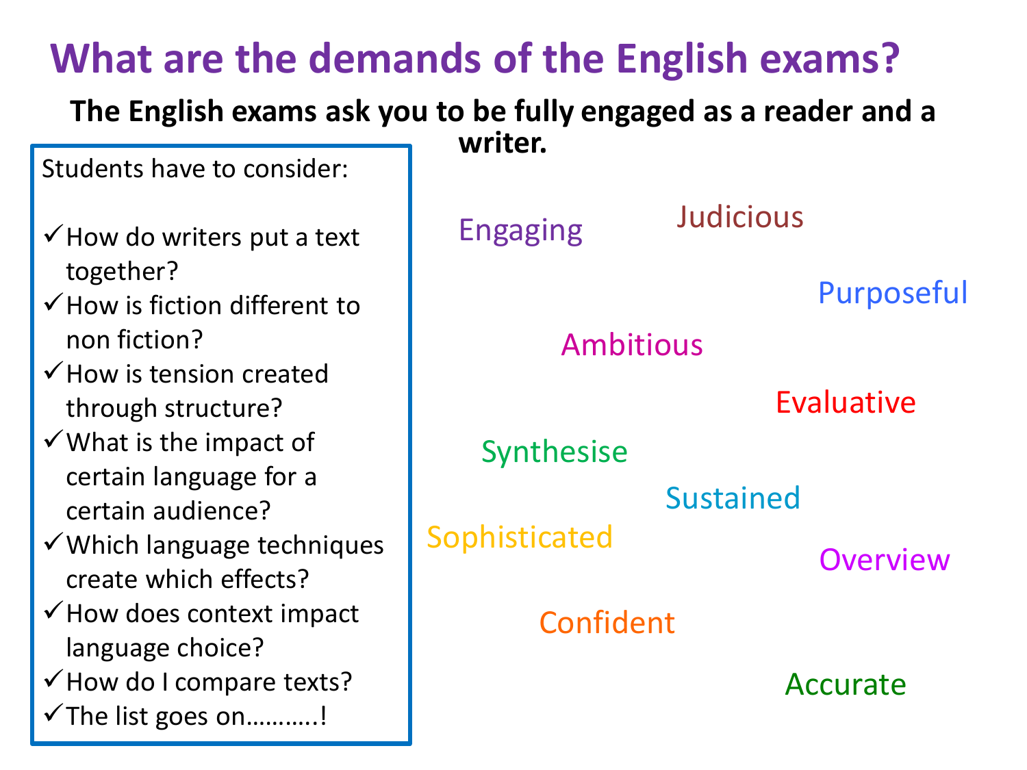# What are the demands of the English exams?

**The English exams ask you to be fully engaged as a reader and a writer.**

Students have to consider:

- ✓ How do writers put a text together?
- ✓ How is fiction different to non fiction?
- ✓ How is tension created through structure?
- ✓ What is the impact of certain language for a certain audience?
- ✓ Which language techniques create which effects?
- ✓ How does context impact language choice?
- ✓ How do I compare texts?
- ✓ The list goes on……….!

Engaging

Judicious

Purposeful

Ambitious

Evaluative

Synthesise

Sustained

Sophisticated

Overview

Confident

Accurate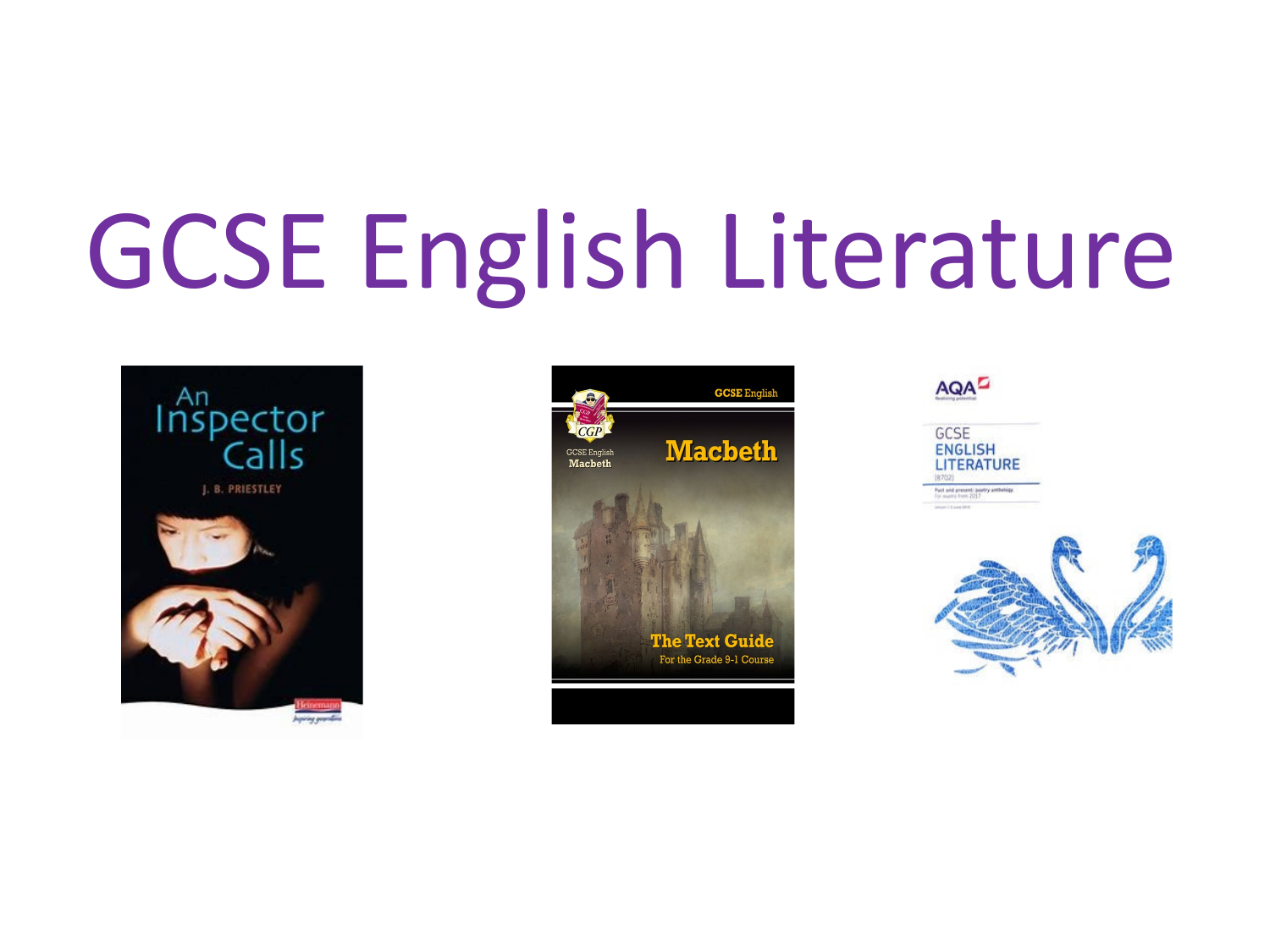# GCSE English Literature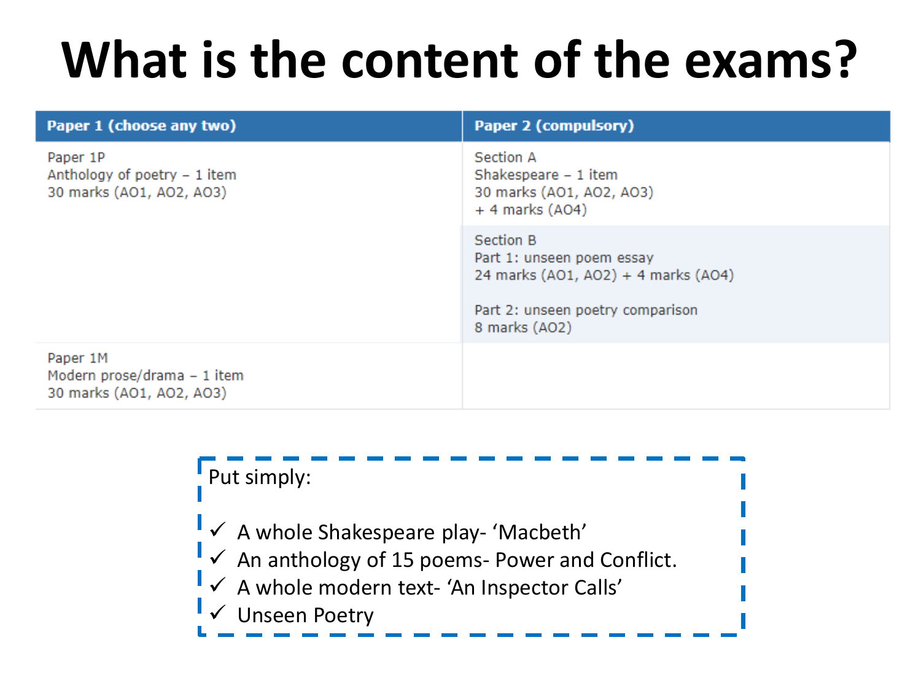# What is the content of the exams?

| Paper 1 (choose any two) | Paper 2 (compulsory) |
|---|---|
| Paper 1P<br>Anthology of poetry – 1 item<br>30 marks (AO1, AO2, AO3) | Section A<br>Shakespeare – 1 item<br>30 marks (AO1, AO2, AO3)<br>+ 4 marks (AO4) |
| | Section B<br>Part 1: unseen poem essay<br>24 marks (AO1, AO2) + 4 marks (AO4)<br><br>Part 2: unseen poetry comparison<br>8 marks (AO2) |
| Paper 1M<br>Modern prose/drama – 1 item<br>30 marks (AO1, AO2, AO3) | |

Put simply:

- ✓ A whole Shakespeare play- 'Macbeth'
- ✓ An anthology of 15 poems- Power and Conflict.
- ✓ A whole modern text- 'An Inspector Calls'
- ✓ Unseen Poetry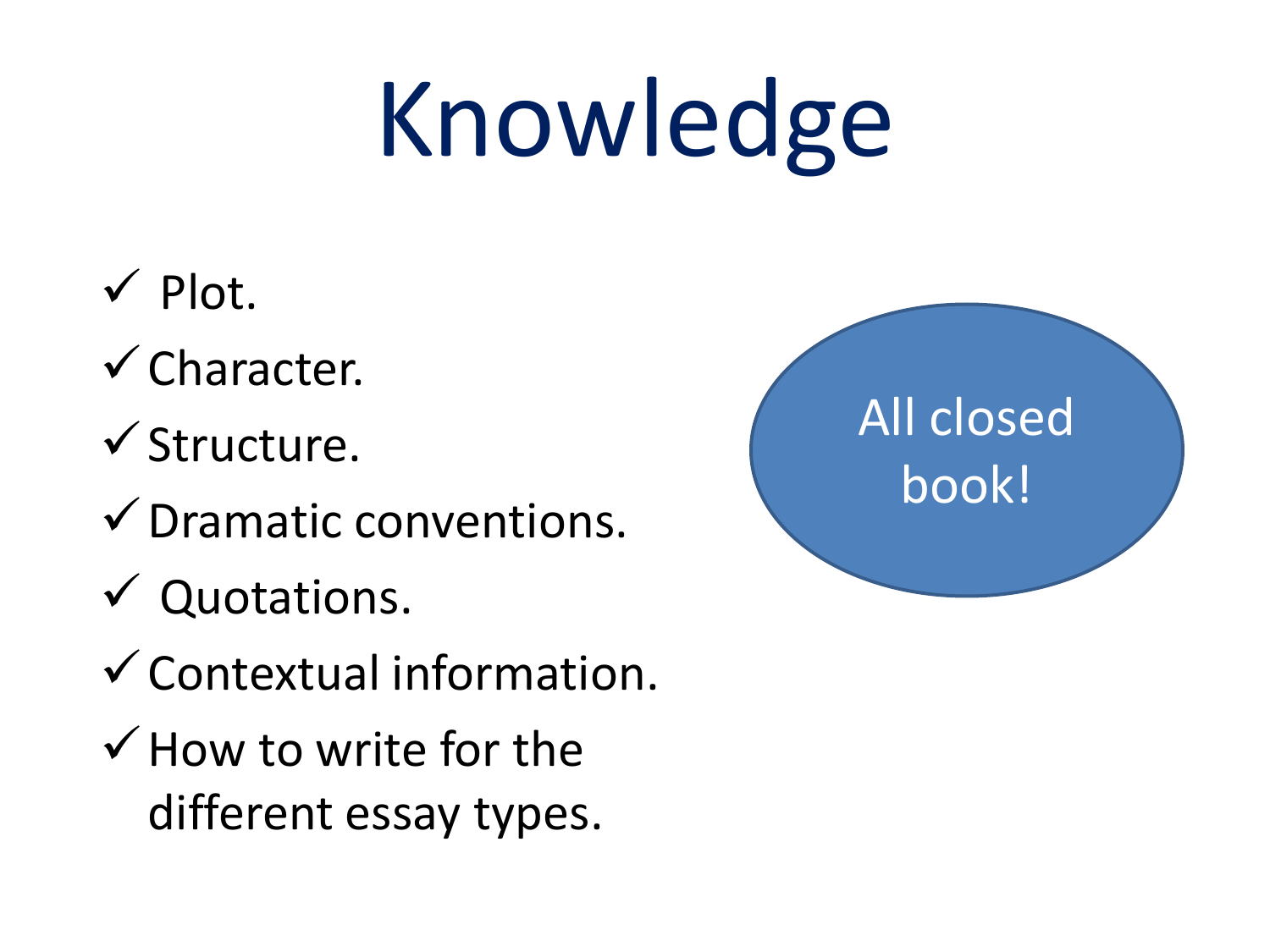# Knowledge

- ✓ Plot.
- ✓ Character.
- ✓ Structure.
- ✓ Dramatic conventions.
- ✓ Quotations.
- ✓ Contextual information.
- ✓ How to write for the different essay types.

All closed book!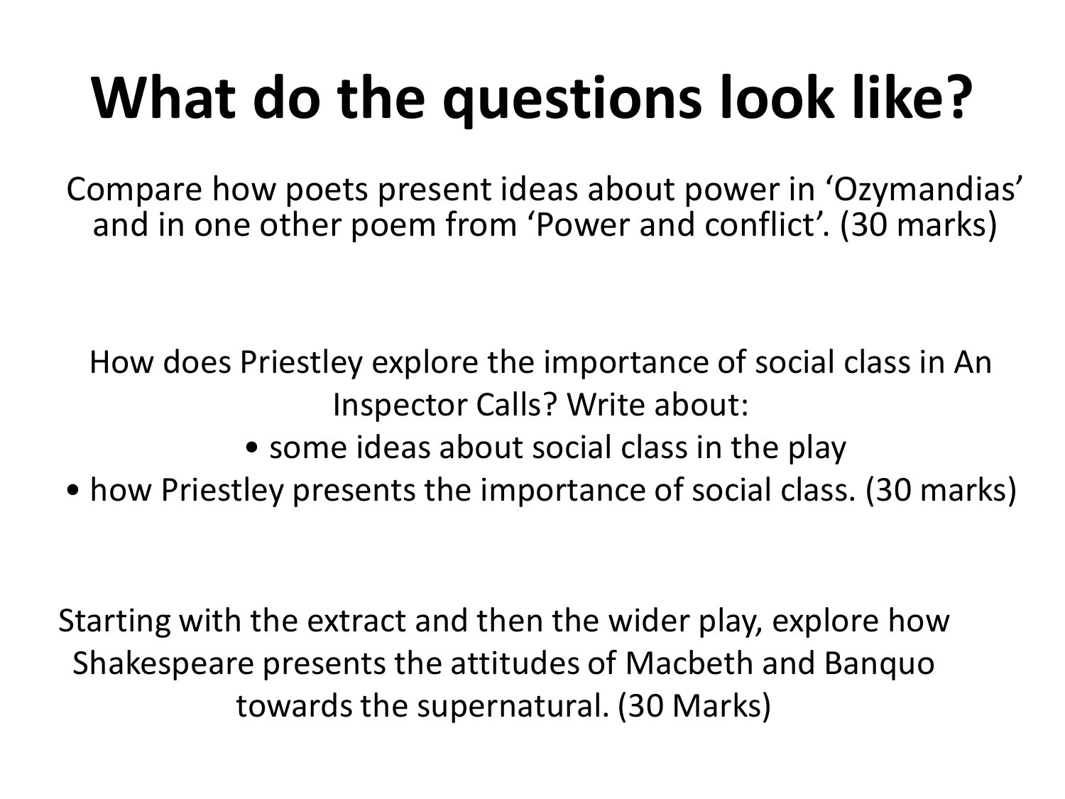# What do the questions look like?

Compare how poets present ideas about power in ‘Ozymandias’ and in one other poem from ‘Power and conflict’. (30 marks)

How does Priestley explore the importance of social class in An Inspector Calls? Write about:

- some ideas about social class in the play
- how Priestley presents the importance of social class. (30 marks)

Starting with the extract and then the wider play, explore how Shakespeare presents the attitudes of Macbeth and Banquo towards the supernatural. (30 Marks)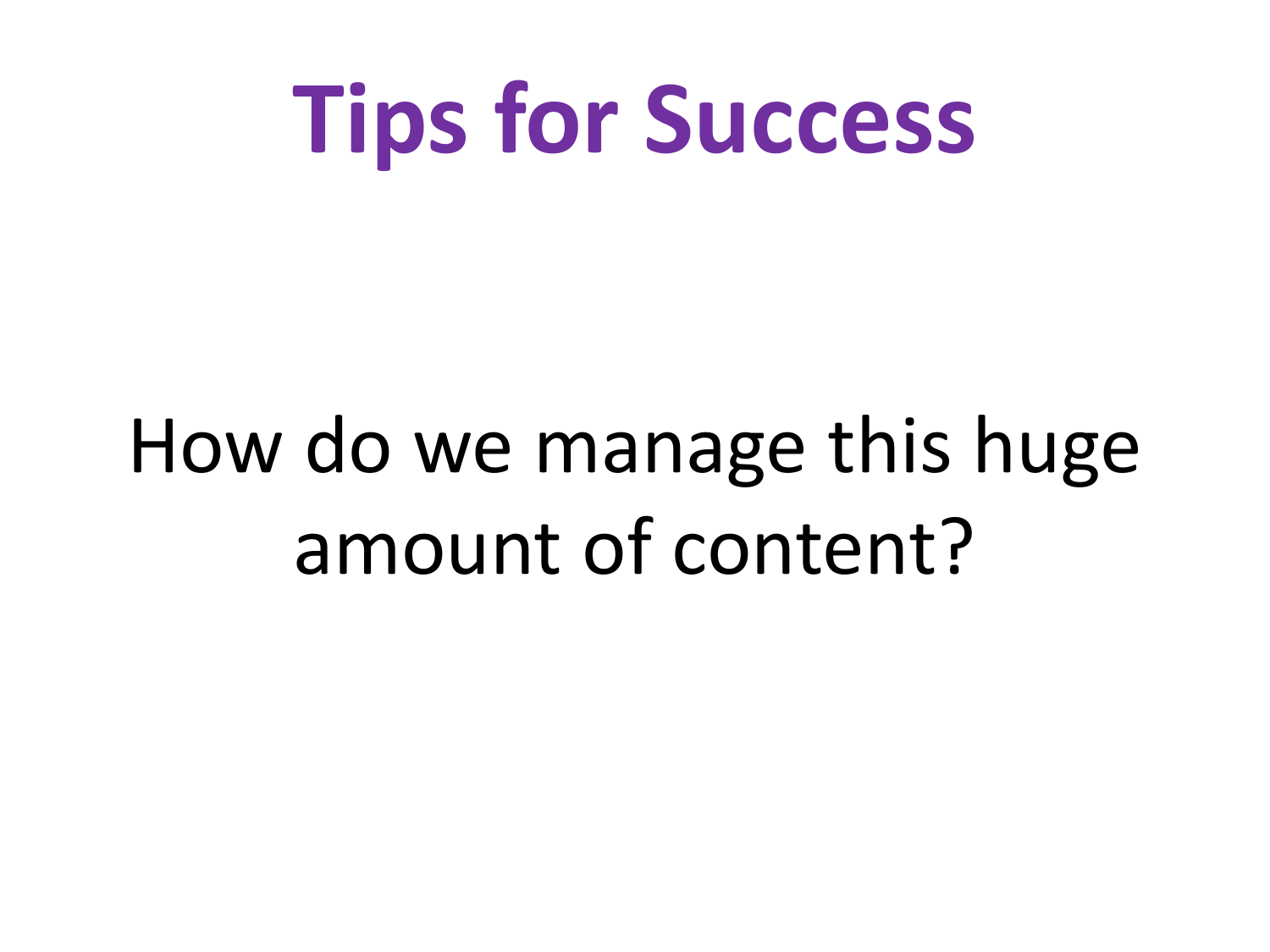# Tips for Success

How do we manage this huge amount of content?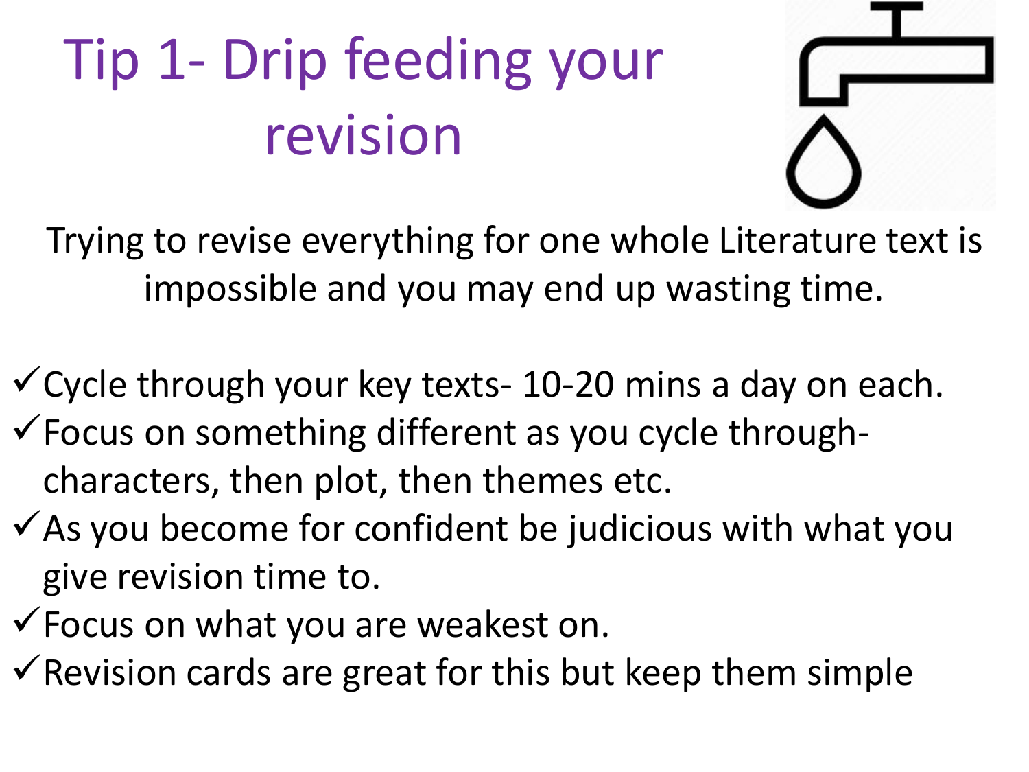# Tip 1- Drip feeding your revision

Trying to revise everything for one whole Literature text is impossible and you may end up wasting time.

- ✓ Cycle through your key texts- 10-20 mins a day on each.
- ✓ Focus on something different as you cycle through- characters, then plot, then themes etc.
- ✓ As you become for confident be judicious with what you give revision time to.
- ✓ Focus on what you are weakest on.
- ✓ Revision cards are great for this but keep them simple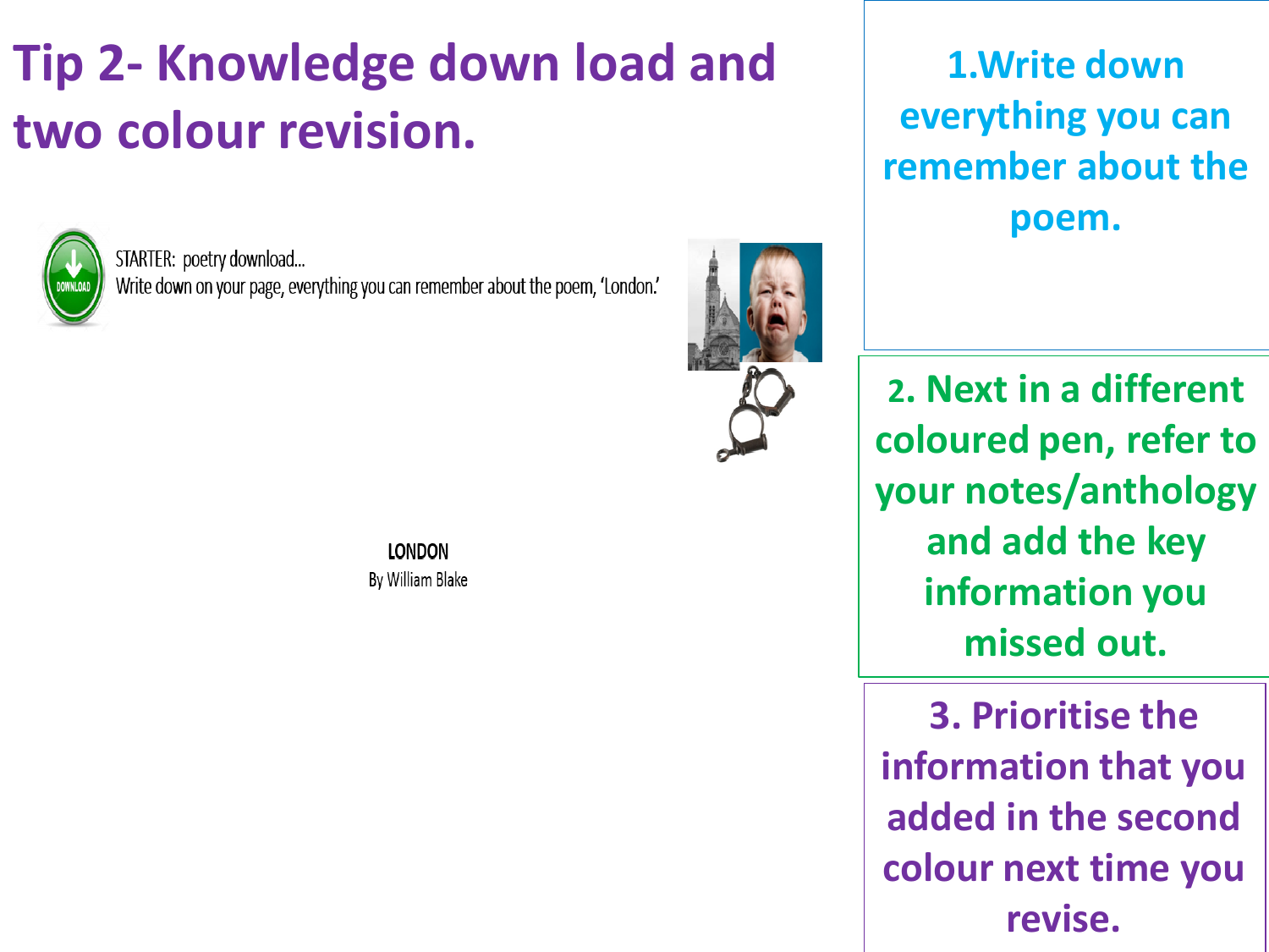# Tip 2- Knowledge down load and two colour revision.

STARTER: poetry download...
Write down on your page, everything you can remember about the poem, 'London.'

**LONDON**
By William Blake

1. Write down everything you can remember about the poem.

2. Next in a different coloured pen, refer to your notes/anthology and add the key information you missed out.

3. Prioritise the information that you added in the second colour next time you revise.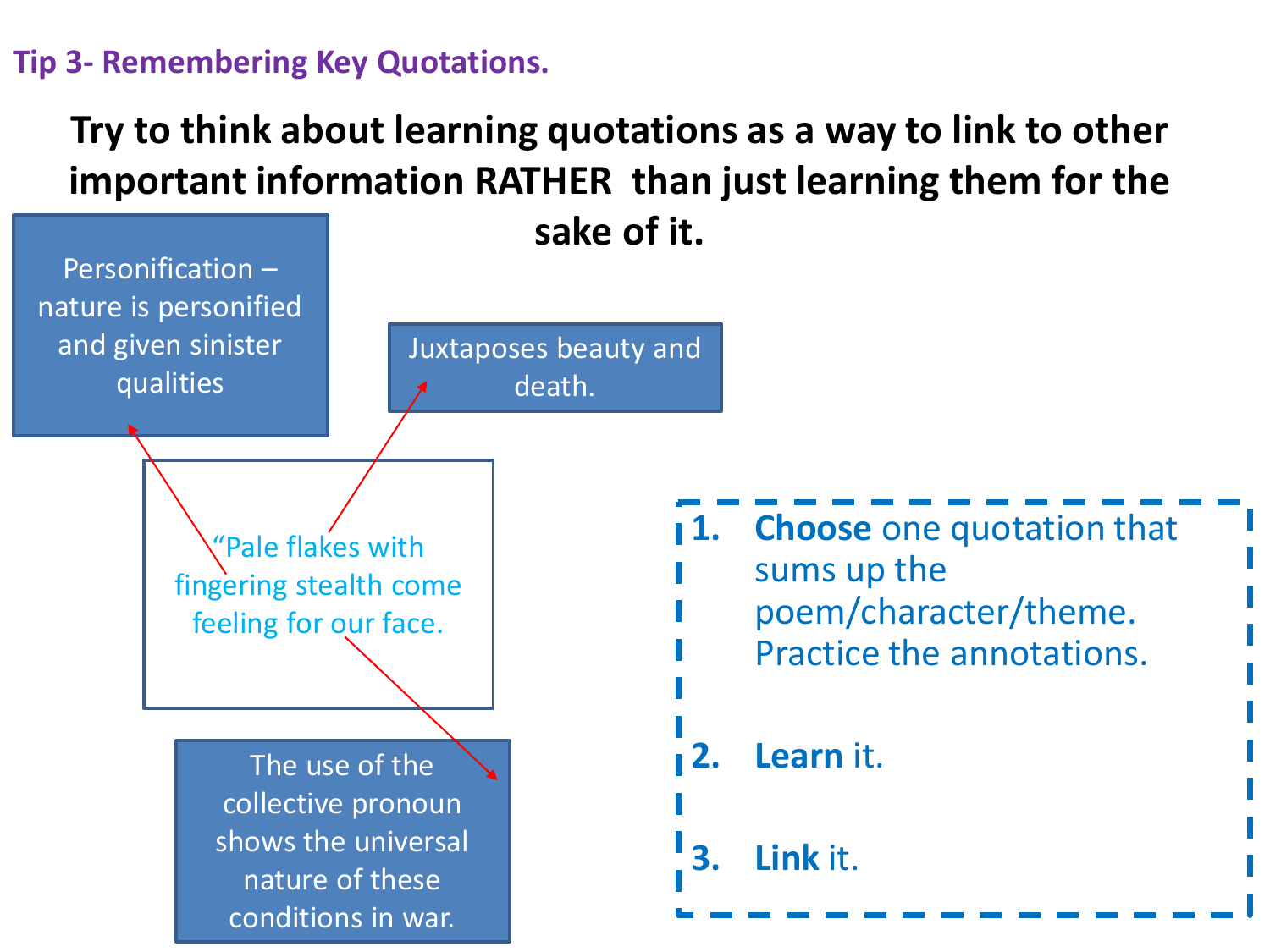## Tip 3- Remembering Key Quotations.

**Try to think about learning quotations as a way to link to other important information RATHER than just learning them for the sake of it.**

“Pale flakes with fingering stealth come feeling for our face.

- Personification – nature is personified and given sinister qualities
- Juxtaposes beauty and death.
- The use of the collective pronoun shows the universal nature of these conditions in war.

1. **Choose** one quotation that sums up the poem/character/theme. Practice the annotations.
2. **Learn** it.
3. **Link** it.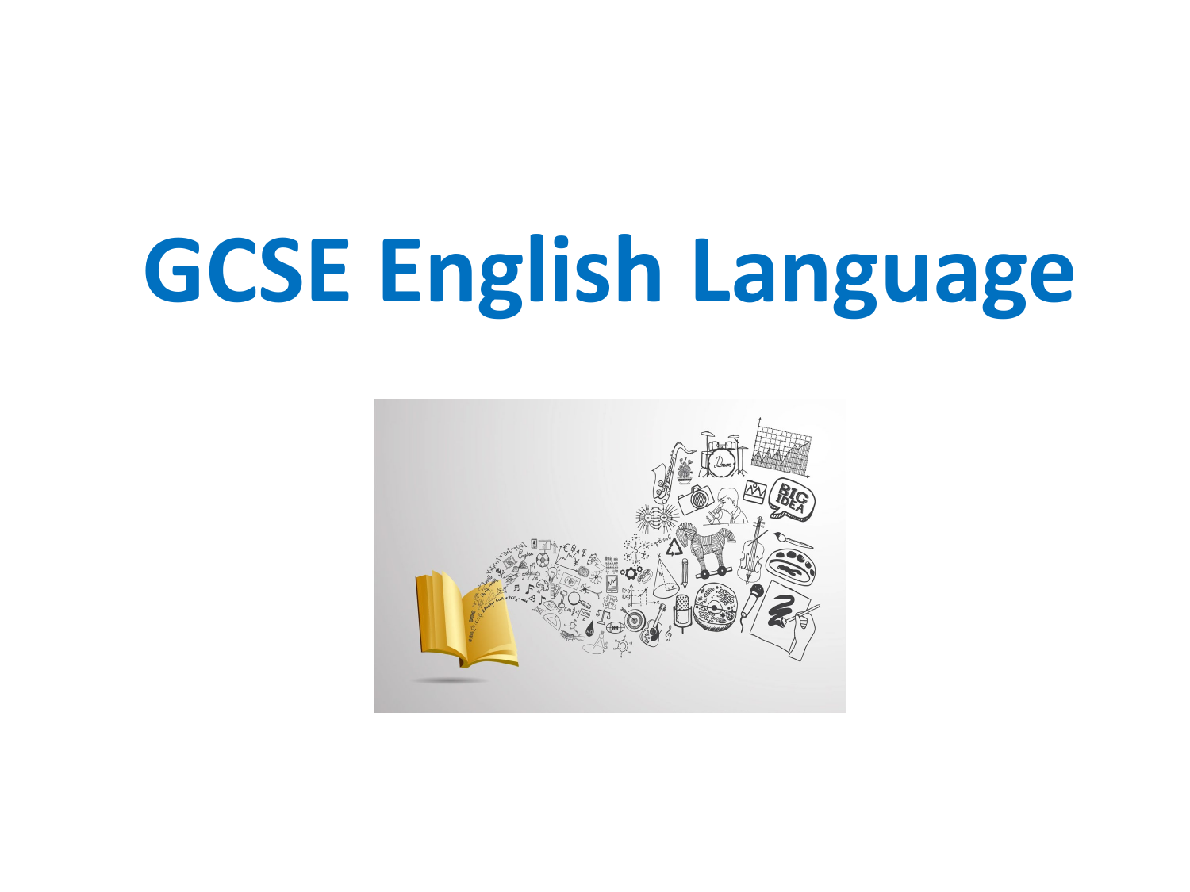# GCSE English Language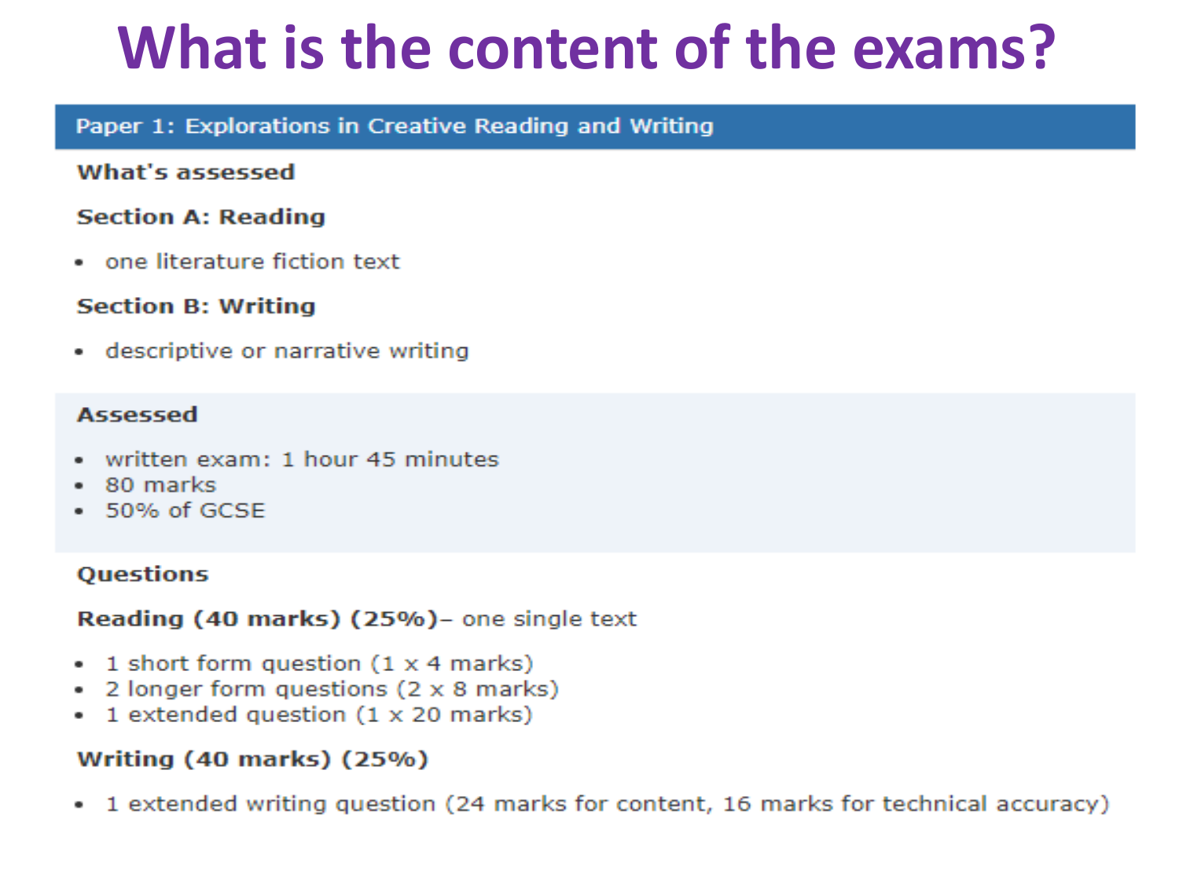# What is the content of the exams?

## Paper 1: Explorations in Creative Reading and Writing

**What's assessed**

**Section A: Reading**

- one literature fiction text

**Section B: Writing**

- descriptive or narrative writing

**Assessed**

- written exam: 1 hour 45 minutes
- 80 marks
- 50% of GCSE

**Questions**

**Reading (40 marks) (25%)**– one single text

- 1 short form question (1 x 4 marks)
- 2 longer form questions (2 x 8 marks)
- 1 extended question (1 x 20 marks)

**Writing (40 marks) (25%)**

- 1 extended writing question (24 marks for content, 16 marks for technical accuracy)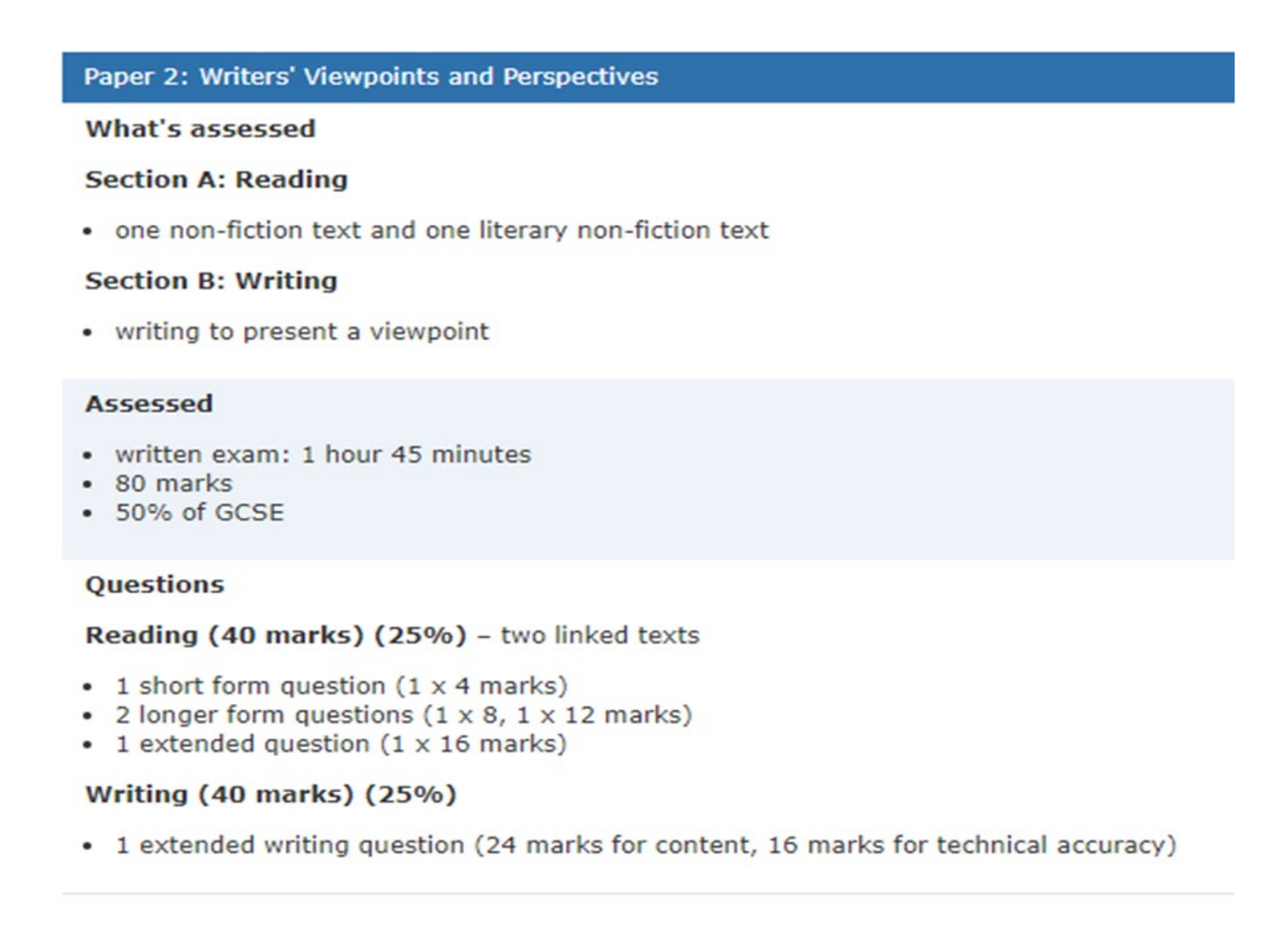## Paper 2: Writers' Viewpoints and Perspectives

### What's assessed

#### Section A: Reading

- one non-fiction text and one literary non-fiction text

#### Section B: Writing

- writing to present a viewpoint

### Assessed

- written exam: 1 hour 45 minutes
- 80 marks
- 50% of GCSE

### Questions

**Reading (40 marks) (25%)** – two linked texts

- 1 short form question (1 x 4 marks)
- 2 longer form questions (1 x 8, 1 x 12 marks)
- 1 extended question (1 x 16 marks)

**Writing (40 marks) (25%)**

- 1 extended writing question (24 marks for content, 16 marks for technical accuracy)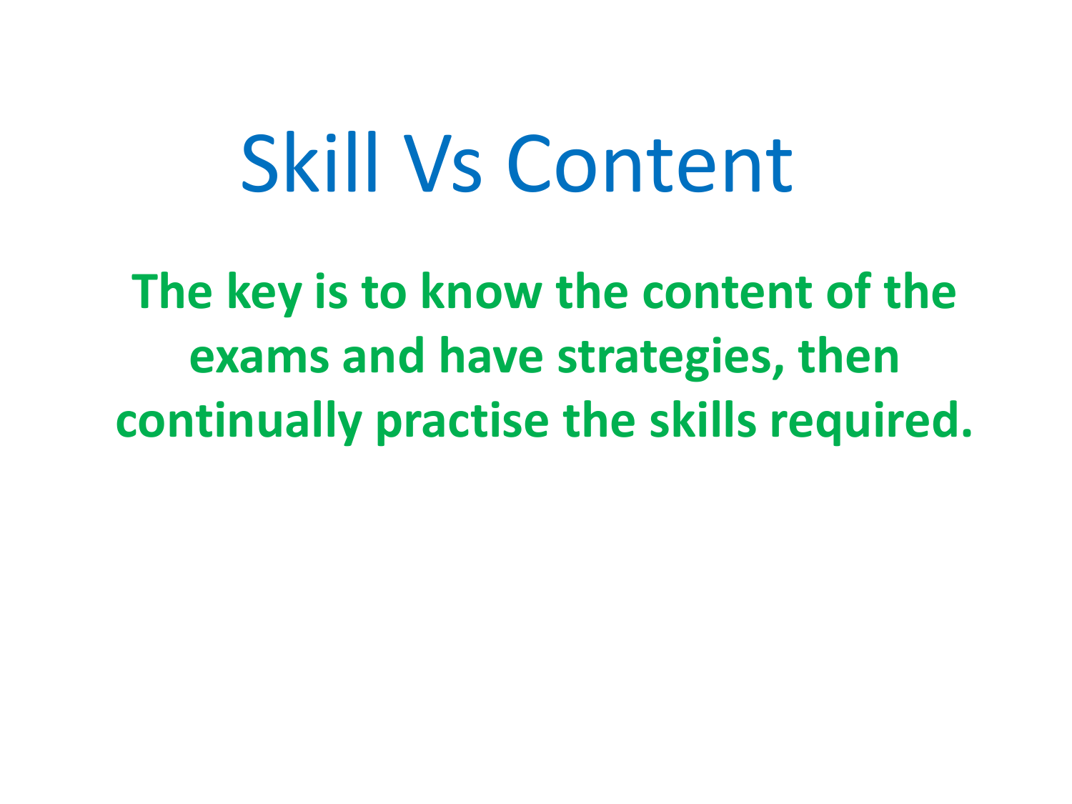# Skill Vs Content

**The key is to know the content of the exams and have strategies, then continually practise the skills required.**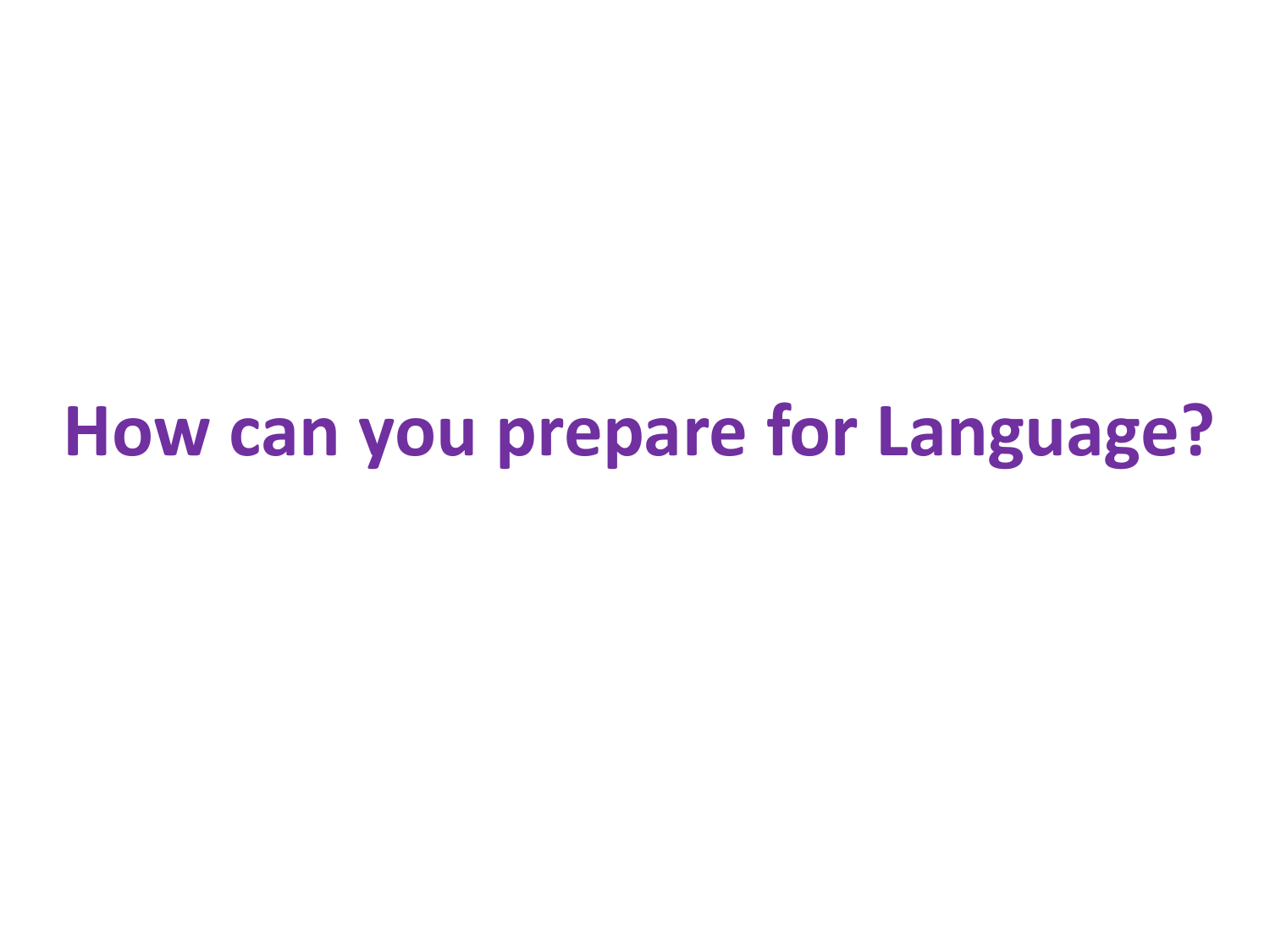# How can you prepare for Language?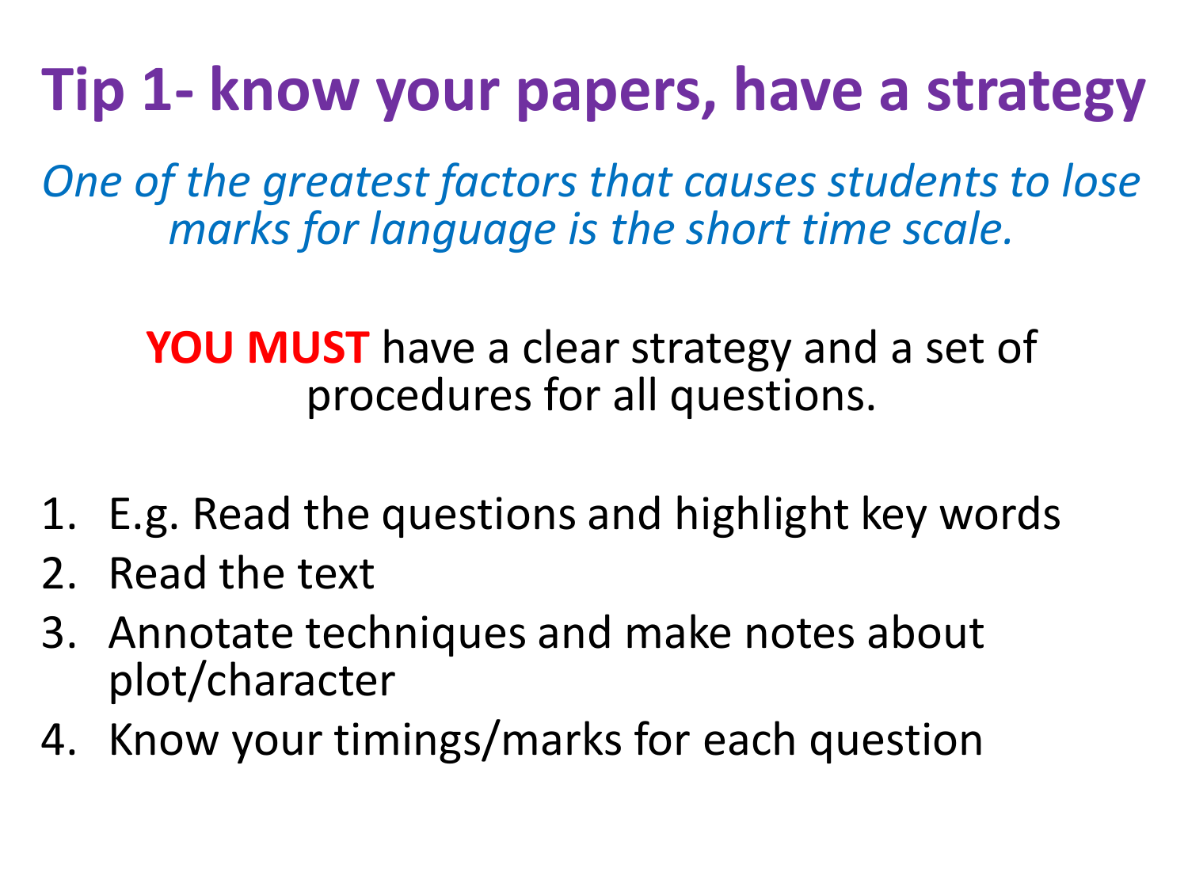# Tip 1- know your papers, have a strategy

*One of the greatest factors that causes students to lose marks for language is the short time scale.*

**YOU MUST** have a clear strategy and a set of procedures for all questions.

1. E.g. Read the questions and highlight key words
2. Read the text
3. Annotate techniques and make notes about plot/character
4. Know your timings/marks for each question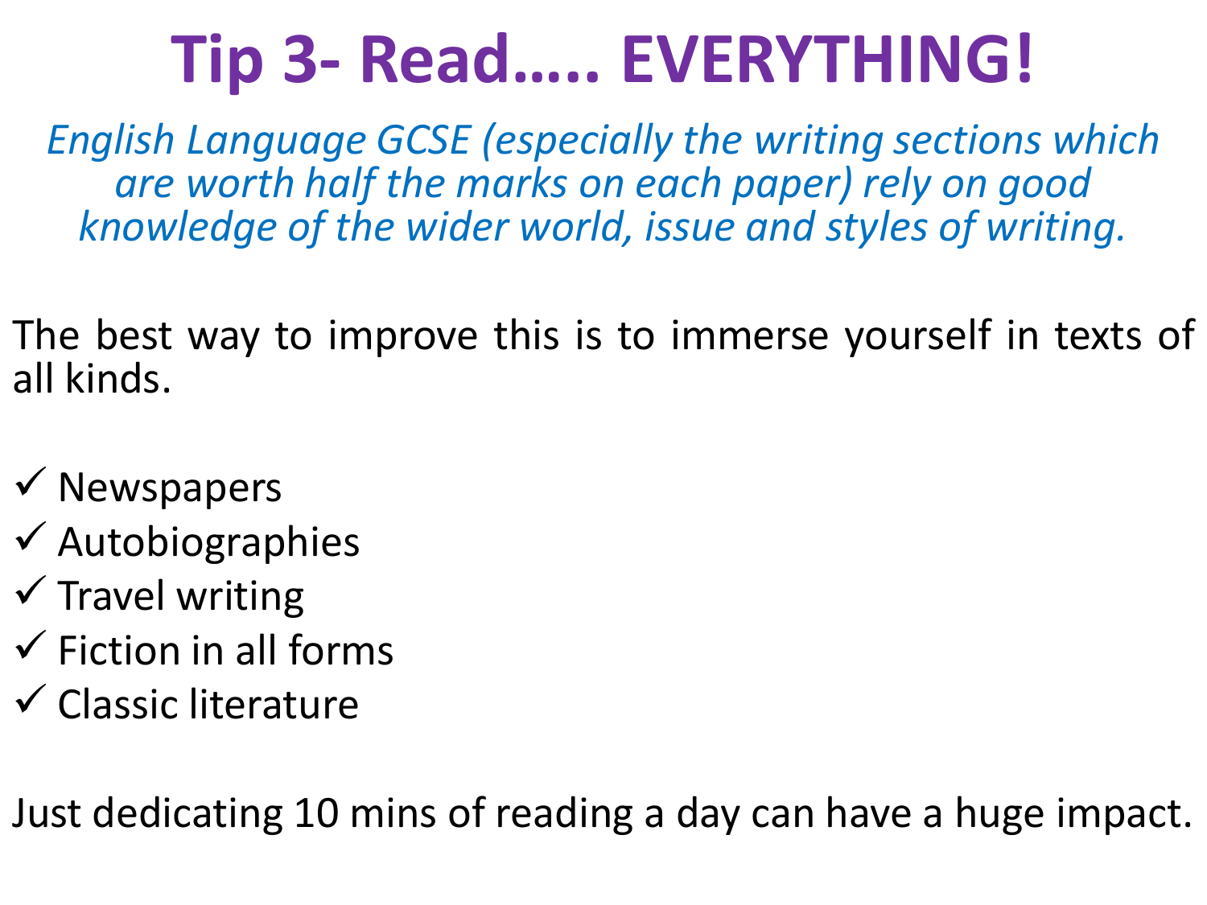# Tip 3- Read….. EVERYTHING!

*English Language GCSE (especially the writing sections which are worth half the marks on each paper) rely on good knowledge of the wider world, issue and styles of writing.*

The best way to improve this is to immerse yourself in texts of all kinds.

- ✓ Newspapers
- ✓ Autobiographies
- ✓ Travel writing
- ✓ Fiction in all forms
- ✓ Classic literature

Just dedicating 10 mins of reading a day can have a huge impact.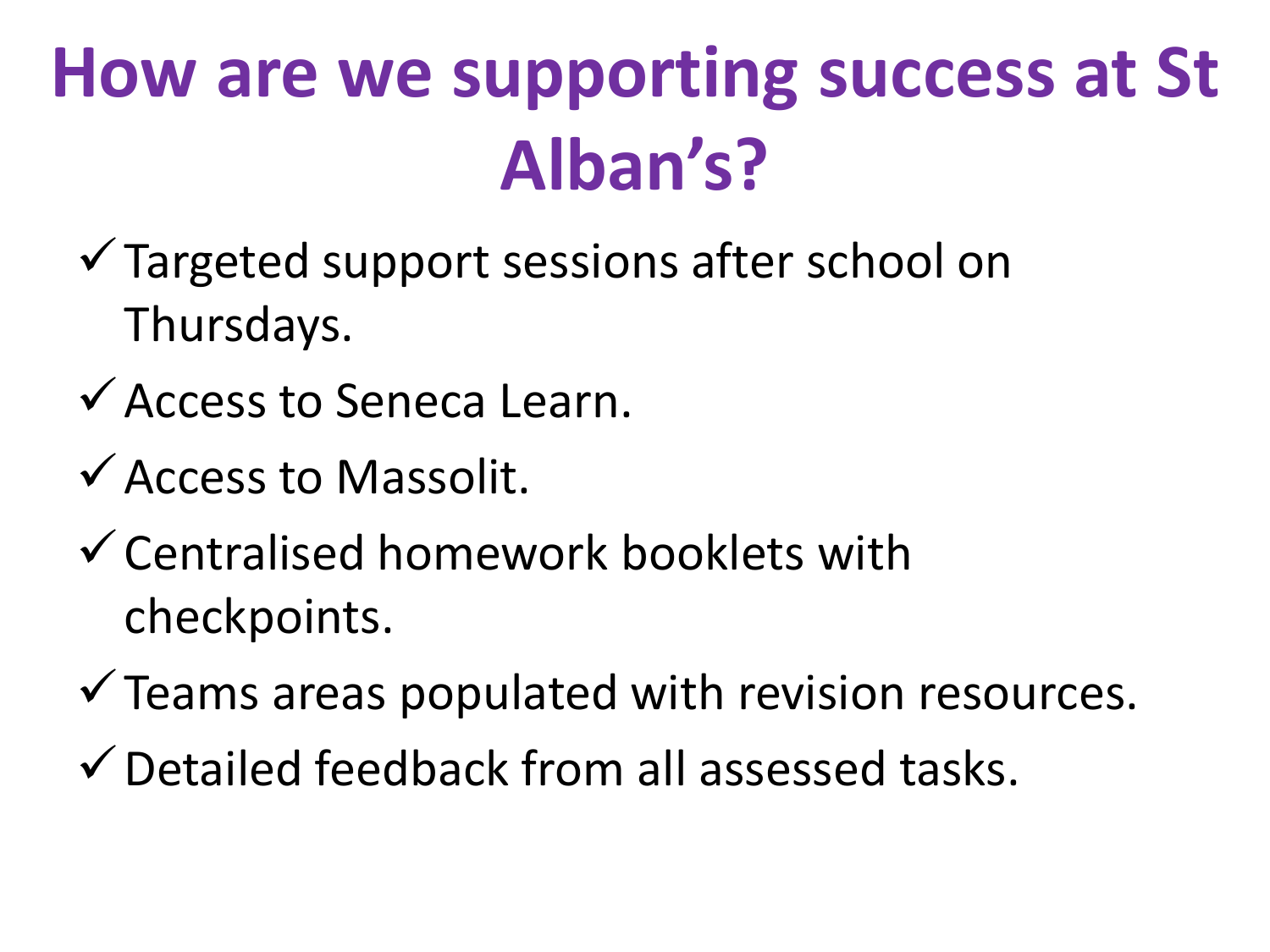# How are we supporting success at St Alban's?

- ✓ Targeted support sessions after school on Thursdays.
- ✓ Access to Seneca Learn.
- ✓ Access to Massolit.
- ✓ Centralised homework booklets with checkpoints.
- ✓ Teams areas populated with revision resources.
- ✓ Detailed feedback from all assessed tasks.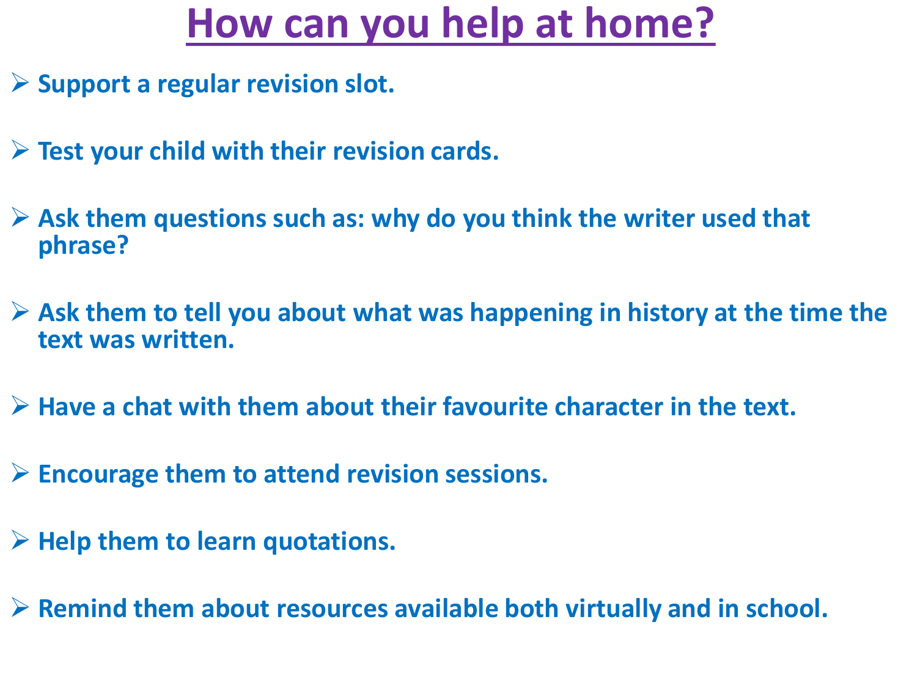# How can you help at home?

- **Support a regular revision slot.**
- **Test your child with their revision cards.**
- **Ask them questions such as: why do you think the writer used that phrase?**
- **Ask them to tell you about what was happening in history at the time the text was written.**
- **Have a chat with them about their favourite character in the text.**
- **Encourage them to attend revision sessions.**
- **Help them to learn quotations.**
- **Remind them about resources available both virtually and in school.**